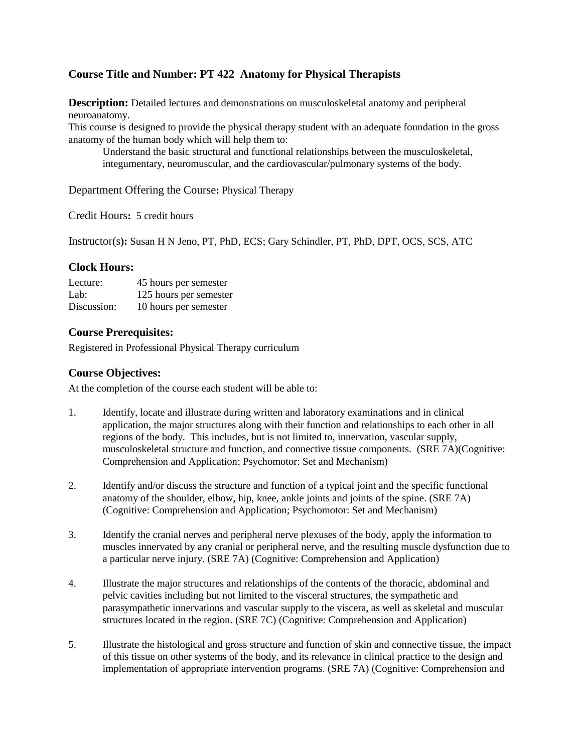**Course Title and Number: PT 422 Anatomy for Physical Therapists**

**Description:** Detailed lectures and demonstrations on musculoskeletal anatomy and peripheral neuroanatomy.
This course is designed to provide the physical therapy student with an adequate foundation in the gross anatomy of the human body which will help them to:

> Understand the basic structural and functional relationships between the musculoskeletal, integumentary, neuromuscular, and the cardiovascular/pulmonary systems of the body.

Department Offering the Course**:** Physical Therapy

Credit Hours**:** 5 credit hours

Instructor(s)**:** Susan H N Jeno, PT, PhD, ECS; Gary Schindler, PT, PhD, DPT, OCS, SCS, ATC

### Clock Hours:

| | |
|---|---|
| Lecture: | 45 hours per semester |
| Lab: | 125 hours per semester |
| Discussion: | 10 hours per semester |

### Course Prerequisites:

Registered in Professional Physical Therapy curriculum

### Course Objectives:

At the completion of the course each student will be able to:

1. Identify, locate and illustrate during written and laboratory examinations and in clinical application, the major structures along with their function and relationships to each other in all regions of the body. This includes, but is not limited to, innervation, vascular supply, musculoskeletal structure and function, and connective tissue components. (SRE 7A)(Cognitive: Comprehension and Application; Psychomotor: Set and Mechanism)

2. Identify and/or discuss the structure and function of a typical joint and the specific functional anatomy of the shoulder, elbow, hip, knee, ankle joints and joints of the spine. (SRE 7A) (Cognitive: Comprehension and Application; Psychomotor: Set and Mechanism)

3. Identify the cranial nerves and peripheral nerve plexuses of the body, apply the information to muscles innervated by any cranial or peripheral nerve, and the resulting muscle dysfunction due to a particular nerve injury. (SRE 7A) (Cognitive: Comprehension and Application)

4. Illustrate the major structures and relationships of the contents of the thoracic, abdominal and pelvic cavities including but not limited to the visceral structures, the sympathetic and parasympathetic innervations and vascular supply to the viscera, as well as skeletal and muscular structures located in the region. (SRE 7C) (Cognitive: Comprehension and Application)

5. Illustrate the histological and gross structure and function of skin and connective tissue, the impact of this tissue on other systems of the body, and its relevance in clinical practice to the design and implementation of appropriate intervention programs. (SRE 7A) (Cognitive: Comprehension and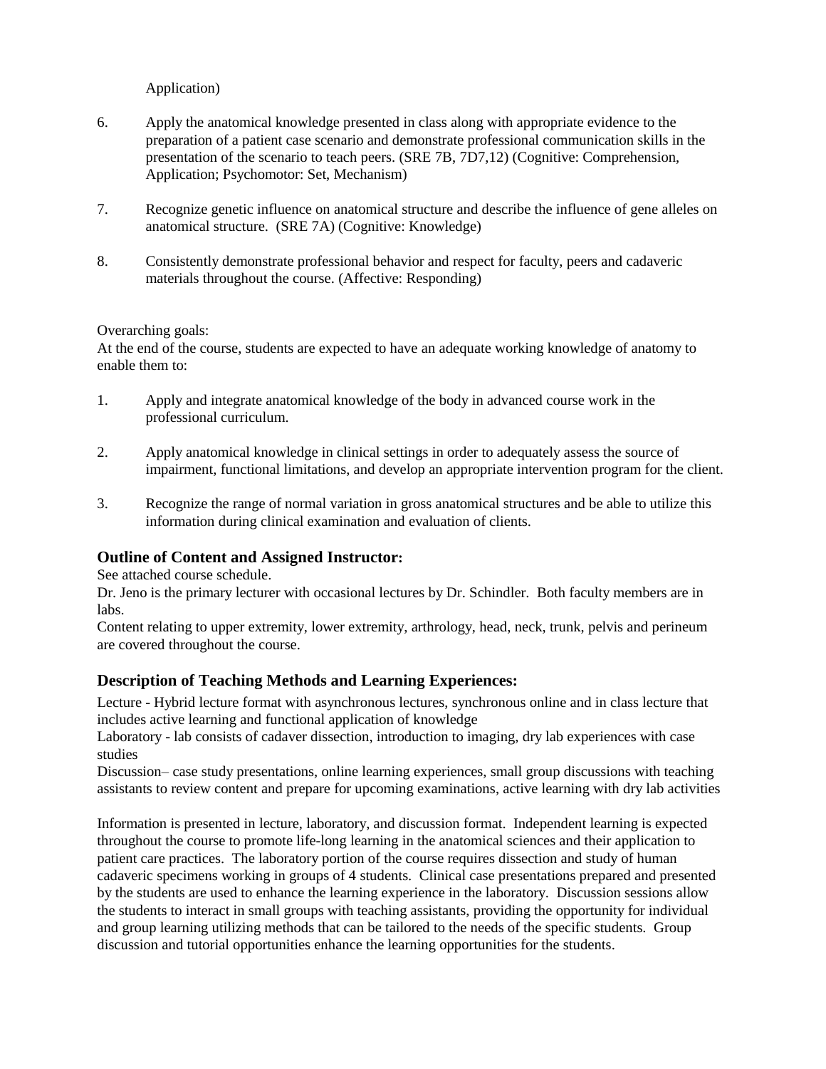Application)

6. Apply the anatomical knowledge presented in class along with appropriate evidence to the preparation of a patient case scenario and demonstrate professional communication skills in the presentation of the scenario to teach peers. (SRE 7B, 7D7,12) (Cognitive: Comprehension, Application; Psychomotor: Set, Mechanism)

7. Recognize genetic influence on anatomical structure and describe the influence of gene alleles on anatomical structure. (SRE 7A) (Cognitive: Knowledge)

8. Consistently demonstrate professional behavior and respect for faculty, peers and cadaveric materials throughout the course. (Affective: Responding)

Overarching goals:
At the end of the course, students are expected to have an adequate working knowledge of anatomy to enable them to:

1. Apply and integrate anatomical knowledge of the body in advanced course work in the professional curriculum.

2. Apply anatomical knowledge in clinical settings in order to adequately assess the source of impairment, functional limitations, and develop an appropriate intervention program for the client.

3. Recognize the range of normal variation in gross anatomical structures and be able to utilize this information during clinical examination and evaluation of clients.

## Outline of Content and Assigned Instructor:

See attached course schedule.
Dr. Jeno is the primary lecturer with occasional lectures by Dr. Schindler. Both faculty members are in labs.
Content relating to upper extremity, lower extremity, arthrology, head, neck, trunk, pelvis and perineum are covered throughout the course.

## Description of Teaching Methods and Learning Experiences:

Lecture - Hybrid lecture format with asynchronous lectures, synchronous online and in class lecture that includes active learning and functional application of knowledge
Laboratory - lab consists of cadaver dissection, introduction to imaging, dry lab experiences with case studies
Discussion– case study presentations, online learning experiences, small group discussions with teaching assistants to review content and prepare for upcoming examinations, active learning with dry lab activities

Information is presented in lecture, laboratory, and discussion format. Independent learning is expected throughout the course to promote life-long learning in the anatomical sciences and their application to patient care practices. The laboratory portion of the course requires dissection and study of human cadaveric specimens working in groups of 4 students. Clinical case presentations prepared and presented by the students are used to enhance the learning experience in the laboratory. Discussion sessions allow the students to interact in small groups with teaching assistants, providing the opportunity for individual and group learning utilizing methods that can be tailored to the needs of the specific students. Group discussion and tutorial opportunities enhance the learning opportunities for the students.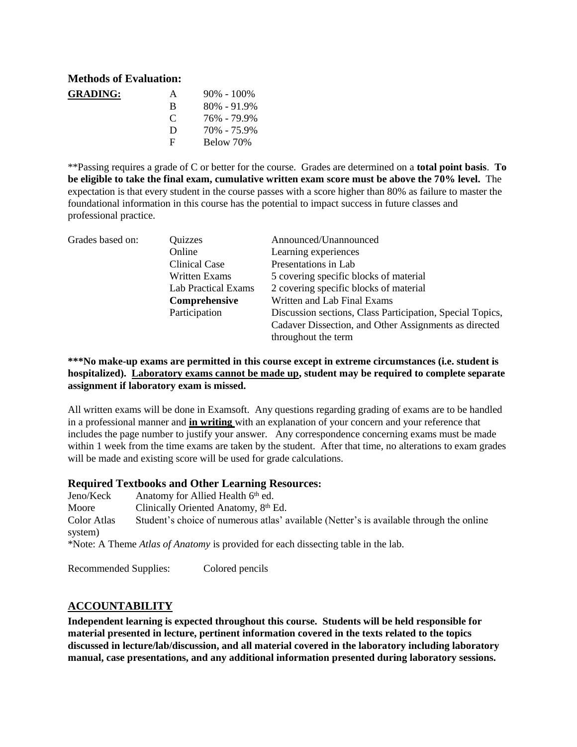## Methods of Evaluation:

**GRADING:**

| Grade | Range |
|---|---|
| A | 90% - 100% |
| B | 80% - 91.9% |
| C | 76% - 79.9% |
| D | 70% - 75.9% |
| F | Below 70% |

**Passing requires a grade of C or better for the course. Grades are determined on a **total point basis**. **To be eligible to take the final exam, cumulative written exam score must be above the 70% level.** The expectation is that every student in the course passes with a score higher than 80% as failure to master the foundational information in this course has the potential to impact success in future classes and professional practice.

| Grades based on: | | |
|---|---|---|
| | Quizzes | Announced/Unannounced |
| | Online | Learning experiences |
| | Clinical Case | Presentations in Lab |
| | Written Exams | 5 covering specific blocks of material |
| | Lab Practical Exams | 2 covering specific blocks of material |
| | **Comprehensive** | Written and Lab Final Exams |
| | Participation | Discussion sections, Class Participation, Special Topics, Cadaver Dissection, and Other Assignments as directed throughout the term |

**\*\*\*No make-up exams are permitted in this course except in extreme circumstances (i.e. student is hospitalized). Laboratory exams cannot be made up, student may be required to complete separate assignment if laboratory exam is missed.**

All written exams will be done in Examsoft. Any questions regarding grading of exams are to be handled in a professional manner and **in writing** with an explanation of your concern and your reference that includes the page number to justify your answer. Any correspondence concerning exams must be made within 1 week from the time exams are taken by the student. After that time, no alterations to exam grades will be made and existing score will be used for grade calculations.

## Required Textbooks and Other Learning Resources:

Jeno/Keck Anatomy for Allied Health 6th ed.
Moore Clinically Oriented Anatomy, 8th Ed.
Color Atlas Student's choice of numerous atlas' available (Netter's is available through the online system)

*Note: A Theme *Atlas of Anatomy* is provided for each dissecting table in the lab.

Recommended Supplies: Colored pencils

## ACCOUNTABILITY

**Independent learning is expected throughout this course. Students will be held responsible for material presented in lecture, pertinent information covered in the texts related to the topics discussed in lecture/lab/discussion, and all material covered in the laboratory including laboratory manual, case presentations, and any additional information presented during laboratory sessions.**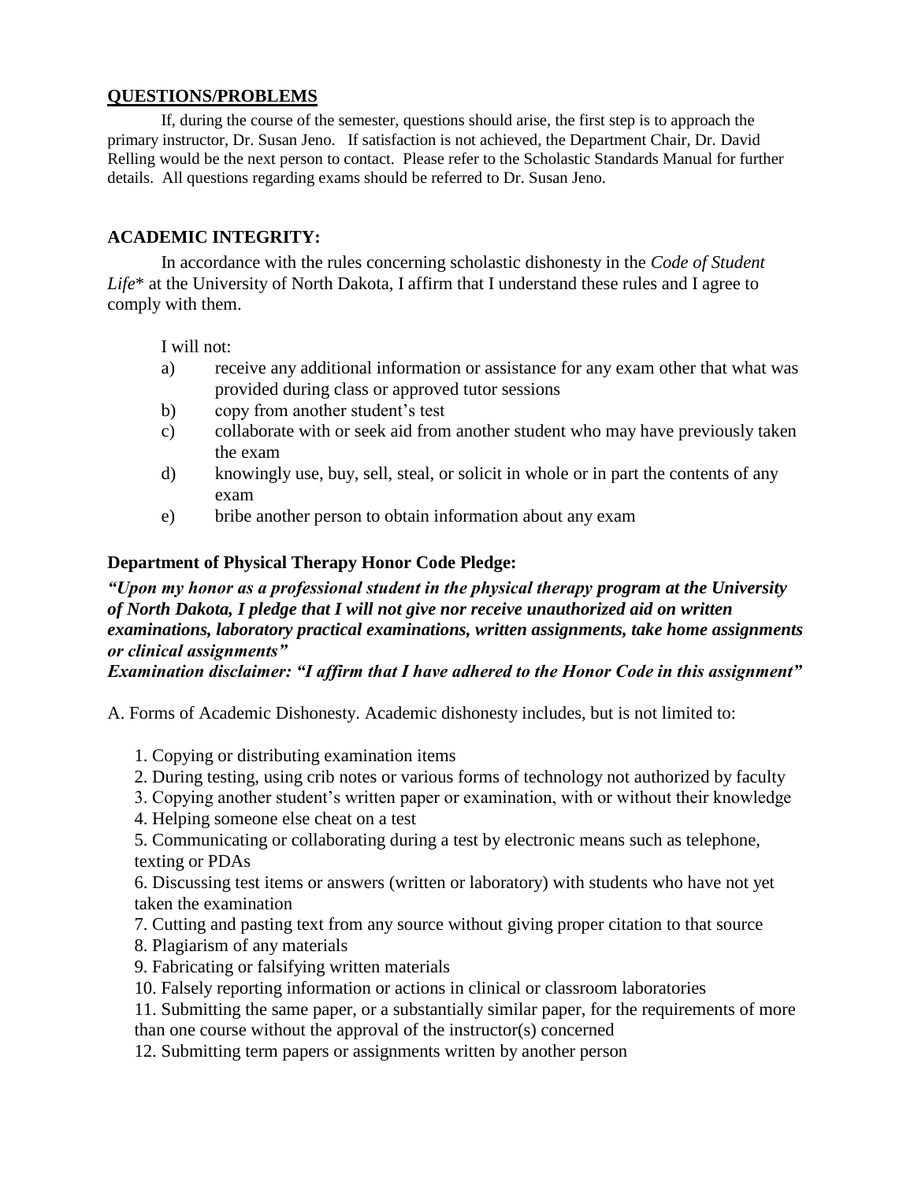## QUESTIONS/PROBLEMS

If, during the course of the semester, questions should arise, the first step is to approach the primary instructor, Dr. Susan Jeno. If satisfaction is not achieved, the Department Chair, Dr. David Relling would be the next person to contact. Please refer to the Scholastic Standards Manual for further details. All questions regarding exams should be referred to Dr. Susan Jeno.

## ACADEMIC INTEGRITY:

In accordance with the rules concerning scholastic dishonesty in the *Code of Student Life** at the University of North Dakota, I affirm that I understand these rules and I agree to comply with them.

I will not:

a) receive any additional information or assistance for any exam other that what was provided during class or approved tutor sessions
b) copy from another student's test
c) collaborate with or seek aid from another student who may have previously taken the exam
d) knowingly use, buy, sell, steal, or solicit in whole or in part the contents of any exam
e) bribe another person to obtain information about any exam

### Department of Physical Therapy Honor Code Pledge:

***"Upon my honor as a professional student in the physical therapy program at the University of North Dakota, I pledge that I will not give nor receive unauthorized aid on written examinations, laboratory practical examinations, written assignments, take home assignments or clinical assignments"***

***Examination disclaimer: "I affirm that I have adhered to the Honor Code in this assignment"***

A. Forms of Academic Dishonesty. Academic dishonesty includes, but is not limited to:

1. Copying or distributing examination items
2. During testing, using crib notes or various forms of technology not authorized by faculty
3. Copying another student's written paper or examination, with or without their knowledge
4. Helping someone else cheat on a test
5. Communicating or collaborating during a test by electronic means such as telephone, texting or PDAs
6. Discussing test items or answers (written or laboratory) with students who have not yet taken the examination
7. Cutting and pasting text from any source without giving proper citation to that source
8. Plagiarism of any materials
9. Fabricating or falsifying written materials
10. Falsely reporting information or actions in clinical or classroom laboratories
11. Submitting the same paper, or a substantially similar paper, for the requirements of more than one course without the approval of the instructor(s) concerned
12. Submitting term papers or assignments written by another person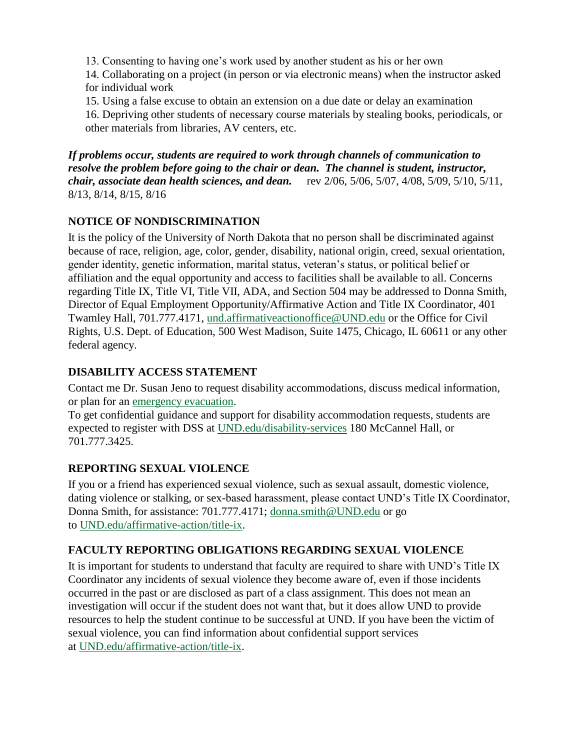13. Consenting to having one's work used by another student as his or her own
14. Collaborating on a project (in person or via electronic means) when the instructor asked for individual work
15. Using a false excuse to obtain an extension on a due date or delay an examination
16. Depriving other students of necessary course materials by stealing books, periodicals, or other materials from libraries, AV centers, etc.

***If problems occur, students are required to work through channels of communication to resolve the problem before going to the chair or dean. The channel is student, instructor, chair, associate dean health sciences, and dean.*** rev 2/06, 5/06, 5/07, 4/08, 5/09, 5/10, 5/11, 8/13, 8/14, 8/15, 8/16

## NOTICE OF NONDISCRIMINATION

It is the policy of the University of North Dakota that no person shall be discriminated against because of race, religion, age, color, gender, disability, national origin, creed, sexual orientation, gender identity, genetic information, marital status, veteran's status, or political belief or affiliation and the equal opportunity and access to facilities shall be available to all. Concerns regarding Title IX, Title VI, Title VII, ADA, and Section 504 may be addressed to Donna Smith, Director of Equal Employment Opportunity/Affirmative Action and Title IX Coordinator, 401 Twamley Hall, 701.777.4171, und.affirmativeactionoffice@UND.edu or the Office for Civil Rights, U.S. Dept. of Education, 500 West Madison, Suite 1475, Chicago, IL 60611 or any other federal agency.

## DISABILITY ACCESS STATEMENT

Contact me Dr. Susan Jeno to request disability accommodations, discuss medical information, or plan for an emergency evacuation.
To get confidential guidance and support for disability accommodation requests, students are expected to register with DSS at UND.edu/disability-services 180 McCannel Hall, or 701.777.3425.

## REPORTING SEXUAL VIOLENCE

If you or a friend has experienced sexual violence, such as sexual assault, domestic violence, dating violence or stalking, or sex-based harassment, please contact UND's Title IX Coordinator, Donna Smith, for assistance: 701.777.4171; donna.smith@UND.edu or go to UND.edu/affirmative-action/title-ix.

## FACULTY REPORTING OBLIGATIONS REGARDING SEXUAL VIOLENCE

It is important for students to understand that faculty are required to share with UND's Title IX Coordinator any incidents of sexual violence they become aware of, even if those incidents occurred in the past or are disclosed as part of a class assignment. This does not mean an investigation will occur if the student does not want that, but it does allow UND to provide resources to help the student continue to be successful at UND. If you have been the victim of sexual violence, you can find information about confidential support services at UND.edu/affirmative-action/title-ix.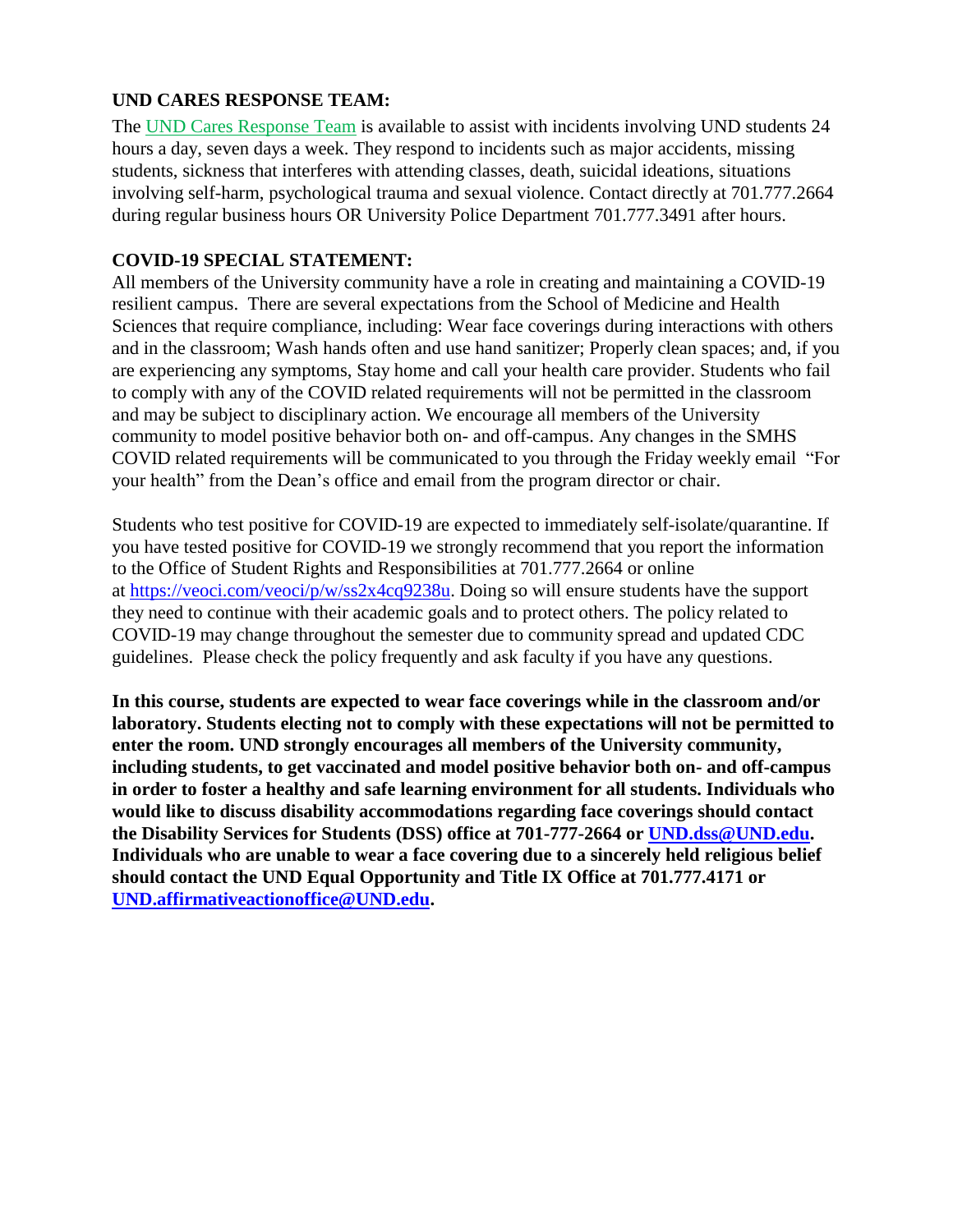**UND CARES RESPONSE TEAM:**

The UND Cares Response Team is available to assist with incidents involving UND students 24 hours a day, seven days a week. They respond to incidents such as major accidents, missing students, sickness that interferes with attending classes, death, suicidal ideations, situations involving self-harm, psychological trauma and sexual violence. Contact directly at 701.777.2664 during regular business hours OR University Police Department 701.777.3491 after hours.

**COVID-19 SPECIAL STATEMENT:**

All members of the University community have a role in creating and maintaining a COVID-19 resilient campus. There are several expectations from the School of Medicine and Health Sciences that require compliance, including: Wear face coverings during interactions with others and in the classroom; Wash hands often and use hand sanitizer; Properly clean spaces; and, if you are experiencing any symptoms, Stay home and call your health care provider. Students who fail to comply with any of the COVID related requirements will not be permitted in the classroom and may be subject to disciplinary action. We encourage all members of the University community to model positive behavior both on- and off-campus. Any changes in the SMHS COVID related requirements will be communicated to you through the Friday weekly email "For your health" from the Dean's office and email from the program director or chair.

Students who test positive for COVID-19 are expected to immediately self-isolate/quarantine. If you have tested positive for COVID-19 we strongly recommend that you report the information to the Office of Student Rights and Responsibilities at 701.777.2664 or online at https://veoci.com/veoci/p/w/ss2x4cq9238u. Doing so will ensure students have the support they need to continue with their academic goals and to protect others. The policy related to COVID-19 may change throughout the semester due to community spread and updated CDC guidelines. Please check the policy frequently and ask faculty if you have any questions.

**In this course, students are expected to wear face coverings while in the classroom and/or laboratory. Students electing not to comply with these expectations will not be permitted to enter the room. UND strongly encourages all members of the University community, including students, to get vaccinated and model positive behavior both on- and off-campus in order to foster a healthy and safe learning environment for all students. Individuals who would like to discuss disability accommodations regarding face coverings should contact the Disability Services for Students (DSS) office at 701-777-2664 or UND.dss@UND.edu. Individuals who are unable to wear a face covering due to a sincerely held religious belief should contact the UND Equal Opportunity and Title IX Office at 701.777.4171 or UND.affirmativeactionoffice@UND.edu.**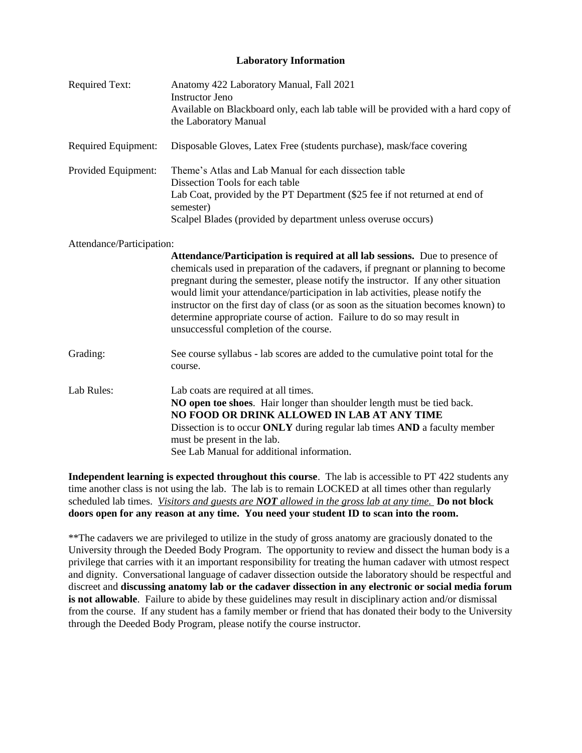## Laboratory Information

**Required Text:** Anatomy 422 Laboratory Manual, Fall 2021
Instructor Jeno
Available on Blackboard only, each lab table will be provided with a hard copy of the Laboratory Manual

**Required Equipment:** Disposable Gloves, Latex Free (students purchase), mask/face covering

**Provided Equipment:** Theme's Atlas and Lab Manual for each dissection table
Dissection Tools for each table
Lab Coat, provided by the PT Department ($25 fee if not returned at end of semester)
Scalpel Blades (provided by department unless overuse occurs)

**Attendance/Participation:**

**Attendance/Participation is required at all lab sessions.** Due to presence of chemicals used in preparation of the cadavers, if pregnant or planning to become pregnant during the semester, please notify the instructor. If any other situation would limit your attendance/participation in lab activities, please notify the instructor on the first day of class (or as soon as the situation becomes known) to determine appropriate course of action. Failure to do so may result in unsuccessful completion of the course.

**Grading:** See course syllabus - lab scores are added to the cumulative point total for the course.

**Lab Rules:** Lab coats are required at all times.
**NO open toe shoes**. Hair longer than shoulder length must be tied back.
**NO FOOD OR DRINK ALLOWED IN LAB AT ANY TIME**
Dissection is to occur **ONLY** during regular lab times **AND** a faculty member must be present in the lab.
See Lab Manual for additional information.

**Independent learning is expected throughout this course**. The lab is accessible to PT 422 students any time another class is not using the lab. The lab is to remain LOCKED at all times other than regularly scheduled lab times. *<u>Visitors and guests are **NOT** allowed in the gross lab at any time.</u>* **Do not block doors open for any reason at any time. You need your student ID to scan into the room.**

**The cadavers we are privileged to utilize in the study of gross anatomy are graciously donated to the University through the Deeded Body Program. The opportunity to review and dissect the human body is a privilege that carries with it an important responsibility for treating the human cadaver with utmost respect and dignity. Conversational language of cadaver dissection outside the laboratory should be respectful and discreet and **discussing anatomy lab or the cadaver dissection in any electronic or social media forum is not allowable**. Failure to abide by these guidelines may result in disciplinary action and/or dismissal from the course. If any student has a family member or friend that has donated their body to the University through the Deeded Body Program, please notify the course instructor.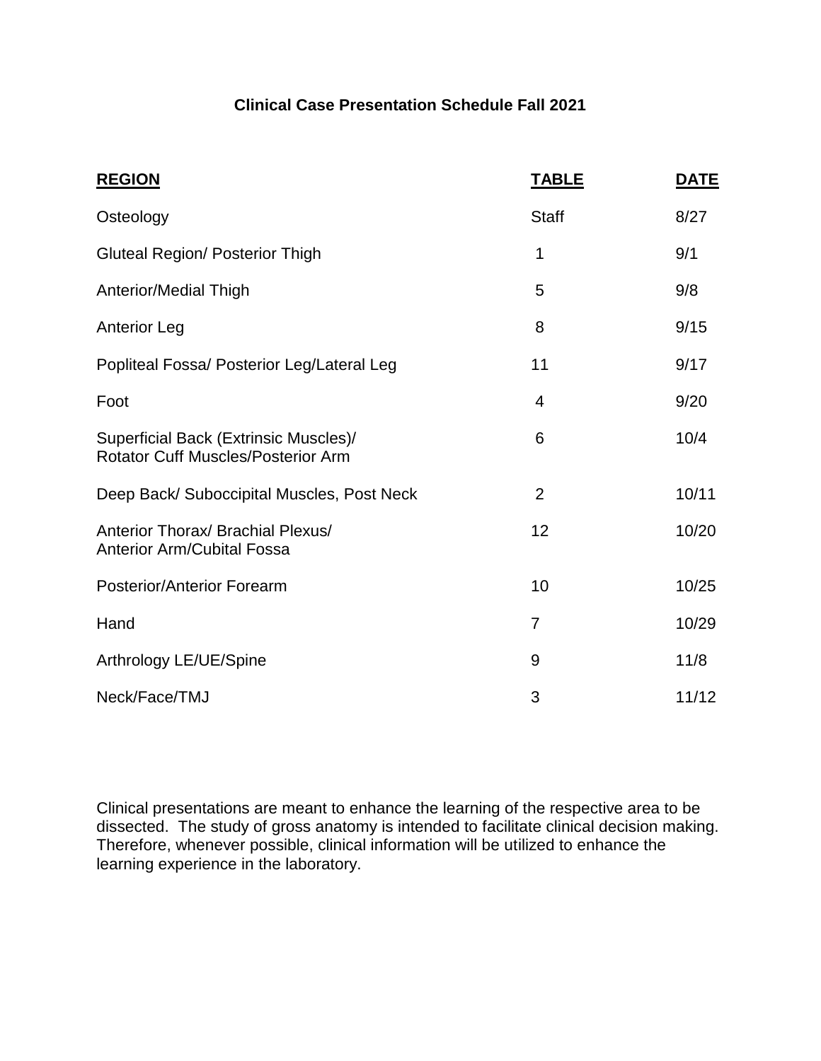## Clinical Case Presentation Schedule Fall 2021

| REGION | TABLE | DATE |
|---|---|---|
| Osteology | Staff | 8/27 |
| Gluteal Region/ Posterior Thigh | 1 | 9/1 |
| Anterior/Medial Thigh | 5 | 9/8 |
| Anterior Leg | 8 | 9/15 |
| Popliteal Fossa/ Posterior Leg/Lateral Leg | 11 | 9/17 |
| Foot | 4 | 9/20 |
| Superficial Back (Extrinsic Muscles)/ Rotator Cuff Muscles/Posterior Arm | 6 | 10/4 |
| Deep Back/ Suboccipital Muscles, Post Neck | 2 | 10/11 |
| Anterior Thorax/ Brachial Plexus/ Anterior Arm/Cubital Fossa | 12 | 10/20 |
| Posterior/Anterior Forearm | 10 | 10/25 |
| Hand | 7 | 10/29 |
| Arthrology LE/UE/Spine | 9 | 11/8 |
| Neck/Face/TMJ | 3 | 11/12 |

Clinical presentations are meant to enhance the learning of the respective area to be dissected. The study of gross anatomy is intended to facilitate clinical decision making. Therefore, whenever possible, clinical information will be utilized to enhance the learning experience in the laboratory.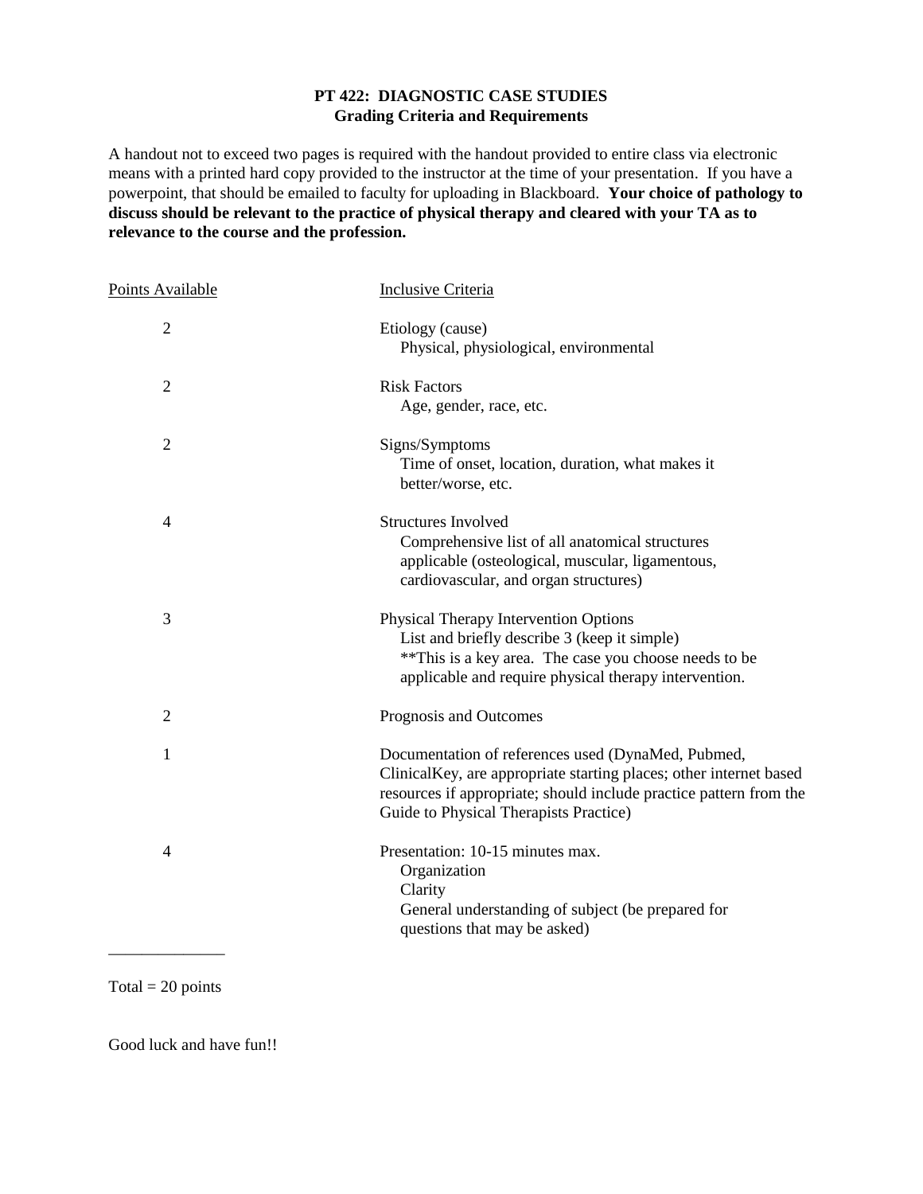# PT 422: DIAGNOSTIC CASE STUDIES
## Grading Criteria and Requirements

A handout not to exceed two pages is required with the handout provided to entire class via electronic means with a printed hard copy provided to the instructor at the time of your presentation. If you have a powerpoint, that should be emailed to faculty for uploading in Blackboard. **Your choice of pathology to discuss should be relevant to the practice of physical therapy and cleared with your TA as to relevance to the course and the profession.**

| Points Available | Inclusive Criteria |
|---|---|
| 2 | Etiology (cause)<br>Physical, physiological, environmental |
| 2 | Risk Factors<br>Age, gender, race, etc. |
| 2 | Signs/Symptoms<br>Time of onset, location, duration, what makes it better/worse, etc. |
| 4 | Structures Involved<br>Comprehensive list of all anatomical structures applicable (osteological, muscular, ligamentous, cardiovascular, and organ structures) |
| 3 | Physical Therapy Intervention Options<br>List and briefly describe 3 (keep it simple)<br>**This is a key area. The case you choose needs to be applicable and require physical therapy intervention. |
| 2 | Prognosis and Outcomes |
| 1 | Documentation of references used (DynaMed, Pubmed, ClinicalKey, are appropriate starting places; other internet based resources if appropriate; should include practice pattern from the Guide to Physical Therapists Practice) |
| 4 | Presentation: 10-15 minutes max.<br>Organization<br>Clarity<br>General understanding of subject (be prepared for questions that may be asked) |

______________

Total = 20 points

Good luck and have fun!!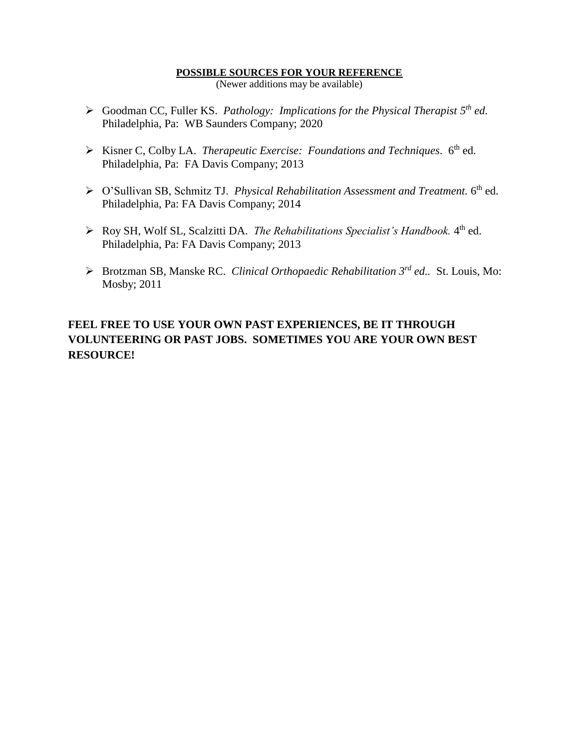**POSSIBLE SOURCES FOR YOUR REFERENCE**

(Newer additions may be available)

- Goodman CC, Fuller KS. *Pathology: Implications for the Physical Therapist 5th ed.* Philadelphia, Pa: WB Saunders Company; 2020
- Kisner C, Colby LA. *Therapeutic Exercise: Foundations and Techniques*. 6th ed. Philadelphia, Pa: FA Davis Company; 2013
- O'Sullivan SB, Schmitz TJ. *Physical Rehabilitation Assessment and Treatment.* 6th ed. Philadelphia, Pa: FA Davis Company; 2014
- Roy SH, Wolf SL, Scalzitti DA. *The Rehabilitations Specialist's Handbook.* 4th ed. Philadelphia, Pa: FA Davis Company; 2013
- Brotzman SB, Manske RC. *Clinical Orthopaedic Rehabilitation 3rd ed..* St. Louis, Mo: Mosby; 2011

**FEEL FREE TO USE YOUR OWN PAST EXPERIENCES, BE IT THROUGH VOLUNTEERING OR PAST JOBS. SOMETIMES YOU ARE YOUR OWN BEST RESOURCE!**